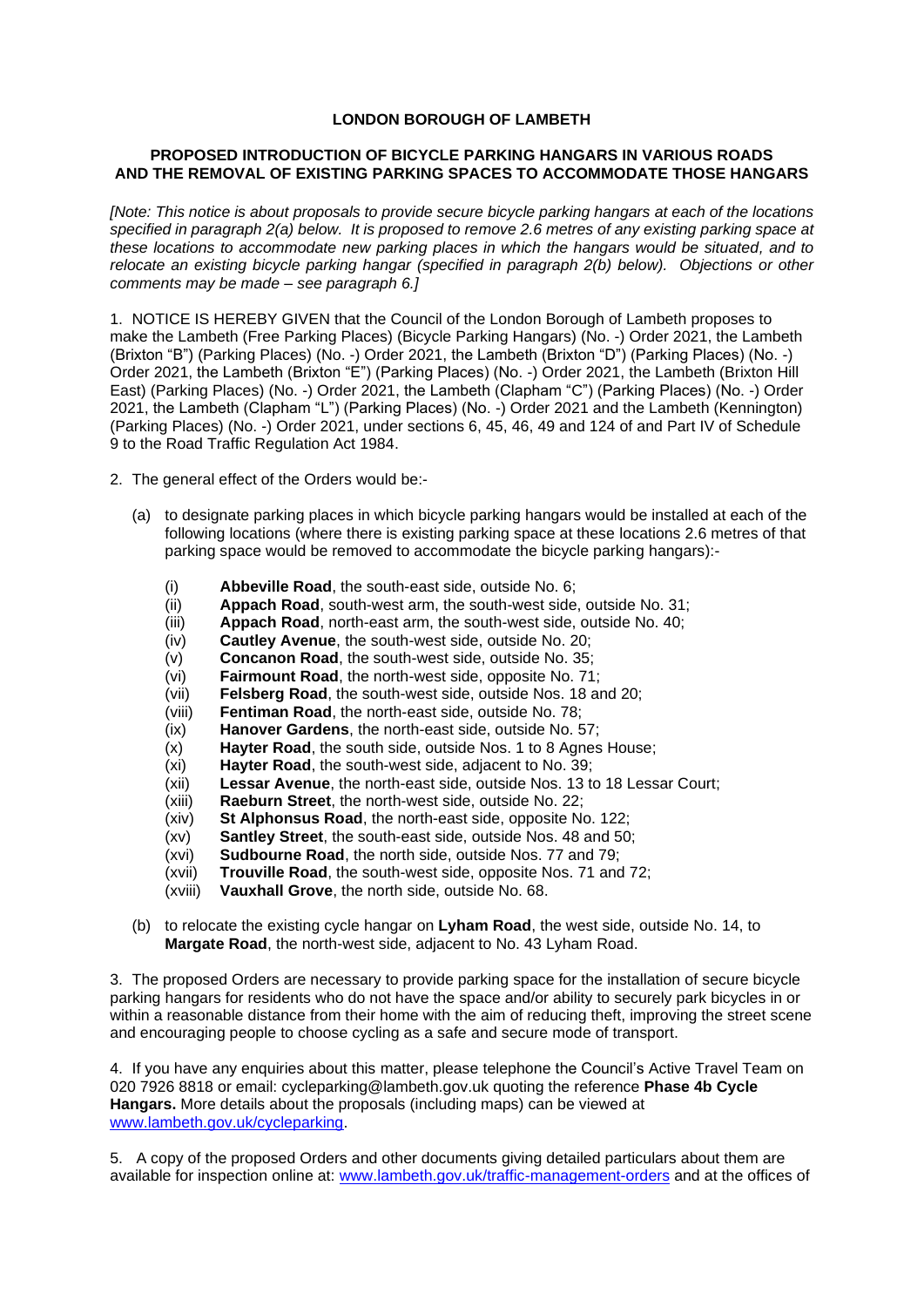# LONDON BOROUGH OF LAMBETH

## PROPOSED INTRODUCTION OF BICYCLE PARKING HANGARS IN VARIOUS ROADS AND THE REMOVAL OF EXISTING PARKING SPACES TO ACCOMMODATE THOSE HANGARS

*[Note: This notice is about proposals to provide secure bicycle parking hangars at each of the locations specified in paragraph 2(a) below. It is proposed to remove 2.6 metres of any existing parking space at these locations to accommodate new parking places in which the hangars would be situated, and to relocate an existing bicycle parking hangar (specified in paragraph 2(b) below). Objections or other comments may be made – see paragraph 6.]*

1. NOTICE IS HEREBY GIVEN that the Council of the London Borough of Lambeth proposes to make the Lambeth (Free Parking Places) (Bicycle Parking Hangars) (No. -) Order 2021, the Lambeth (Brixton "B") (Parking Places) (No. -) Order 2021, the Lambeth (Brixton "D") (Parking Places) (No. -) Order 2021, the Lambeth (Brixton "E") (Parking Places) (No. -) Order 2021, the Lambeth (Brixton Hill East) (Parking Places) (No. -) Order 2021, the Lambeth (Clapham "C") (Parking Places) (No. -) Order 2021, the Lambeth (Clapham "L") (Parking Places) (No. -) Order 2021 and the Lambeth (Kennington) (Parking Places) (No. -) Order 2021, under sections 6, 45, 46, 49 and 124 of and Part IV of Schedule 9 to the Road Traffic Regulation Act 1984.

2. The general effect of the Orders would be:-

(a) to designate parking places in which bicycle parking hangars would be installed at each of the following locations (where there is existing parking space at these locations 2.6 metres of that parking space would be removed to accommodate the bicycle parking hangars):-

- (i) **Abbeville Road**, the south-east side, outside No. 6;
- (ii) **Appach Road**, south-west arm, the south-west side, outside No. 31;
- (iii) **Appach Road**, north-east arm, the south-west side, outside No. 40;
- (iv) **Cautley Avenue**, the south-west side, outside No. 20;
- (v) **Concanon Road**, the south-west side, outside No. 35;
- (vi) **Fairmount Road**, the north-west side, opposite No. 71;
- (vii) **Felsberg Road**, the south-west side, outside Nos. 18 and 20;
- (viii) **Fentiman Road**, the north-east side, outside No. 78;
- (ix) **Hanover Gardens**, the north-east side, outside No. 57;
- (x) **Hayter Road**, the south side, outside Nos. 1 to 8 Agnes House;
- (xi) **Hayter Road**, the south-west side, adjacent to No. 39;
- (xii) **Lessar Avenue**, the north-east side, outside Nos. 13 to 18 Lessar Court;
- (xiii) **Raeburn Street**, the north-west side, outside No. 22;
- (xiv) **St Alphonsus Road**, the north-east side, opposite No. 122;
- (xv) **Santley Street**, the south-east side, outside Nos. 48 and 50;
- (xvi) **Sudbourne Road**, the north side, outside Nos. 77 and 79;
- (xvii) **Trouville Road**, the south-west side, opposite Nos. 71 and 72;
- (xviii) **Vauxhall Grove**, the north side, outside No. 68.

(b) to relocate the existing cycle hangar on **Lyham Road**, the west side, outside No. 14, to **Margate Road**, the north-west side, adjacent to No. 43 Lyham Road.

3. The proposed Orders are necessary to provide parking space for the installation of secure bicycle parking hangars for residents who do not have the space and/or ability to securely park bicycles in or within a reasonable distance from their home with the aim of reducing theft, improving the street scene and encouraging people to choose cycling as a safe and secure mode of transport.

4. If you have any enquiries about this matter, please telephone the Council's Active Travel Team on 020 7926 8818 or email: cycleparking@lambeth.gov.uk quoting the reference **Phase 4b Cycle Hangars.** More details about the proposals (including maps) can be viewed at [www.lambeth.gov.uk/cycleparking](www.lambeth.gov.uk/cycleparking).

5. A copy of the proposed Orders and other documents giving detailed particulars about them are available for inspection online at: [www.lambeth.gov.uk/traffic-management-orders](www.lambeth.gov.uk/traffic-management-orders) and at the offices of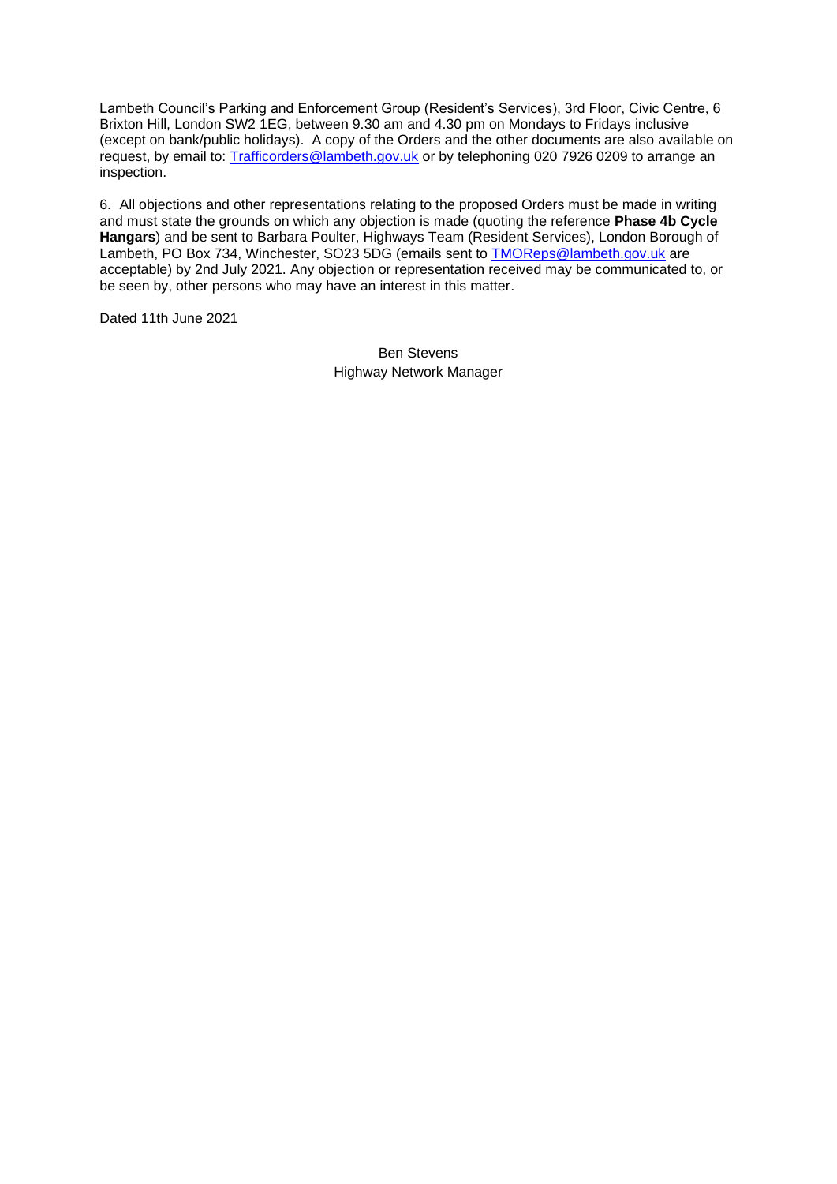Lambeth Council's Parking and Enforcement Group (Resident's Services), 3rd Floor, Civic Centre, 6 Brixton Hill, London SW2 1EG, between 9.30 am and 4.30 pm on Mondays to Fridays inclusive (except on bank/public holidays). A copy of the Orders and the other documents are also available on request, by email to: Trafficorders@lambeth.gov.uk or by telephoning 020 7926 0209 to arrange an inspection.

6. All objections and other representations relating to the proposed Orders must be made in writing and must state the grounds on which any objection is made (quoting the reference **Phase 4b Cycle Hangars**) and be sent to Barbara Poulter, Highways Team (Resident Services), London Borough of Lambeth, PO Box 734, Winchester, SO23 5DG (emails sent to TMOReps@lambeth.gov.uk are acceptable) by 2nd July 2021. Any objection or representation received may be communicated to, or be seen by, other persons who may have an interest in this matter.

Dated 11th June 2021

Ben Stevens
Highway Network Manager